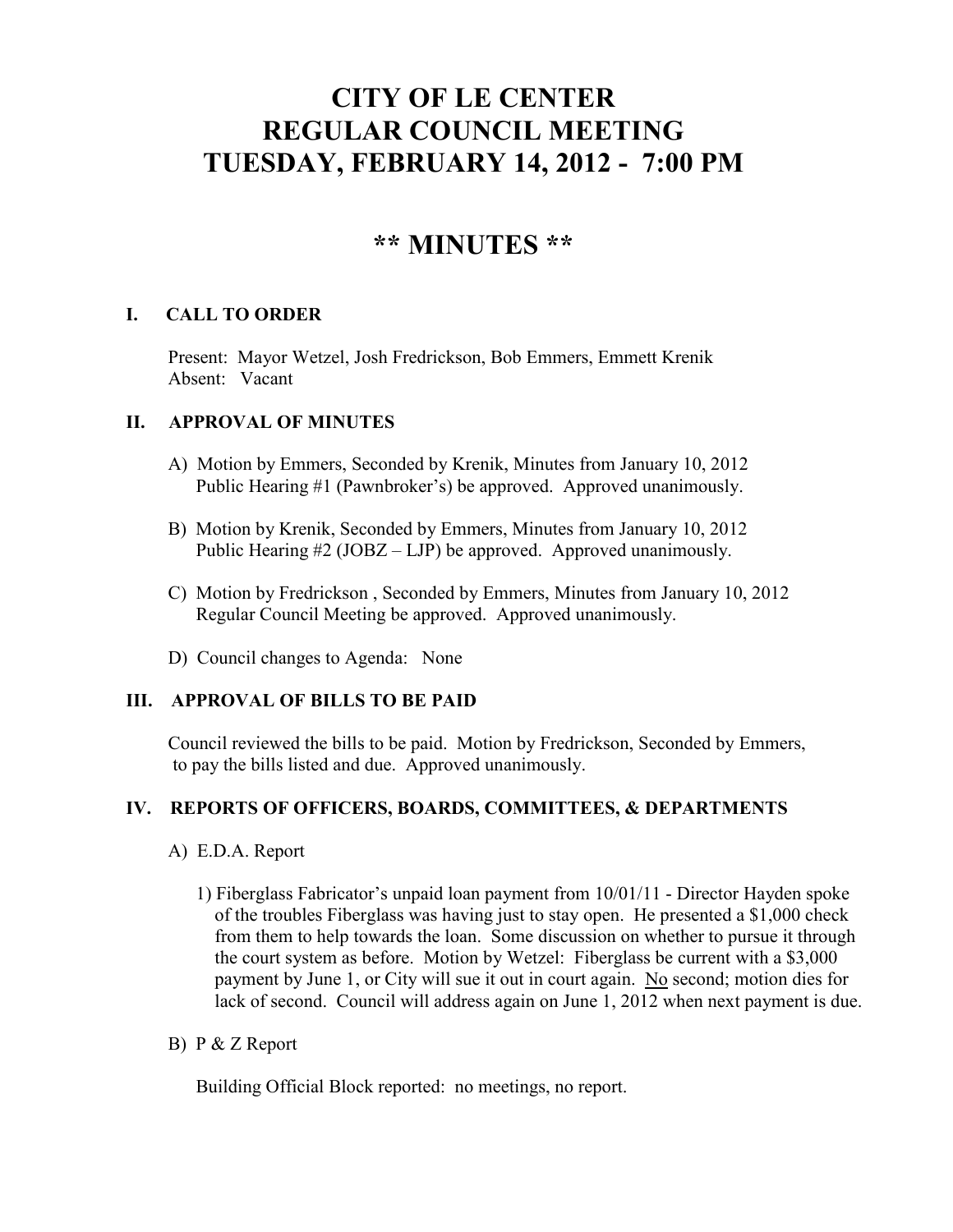# CITY OF LE CENTER
# REGULAR COUNCIL MEETING
# TUESDAY, FEBRUARY 14, 2012 - 7:00 PM

## ** MINUTES **

### I. CALL TO ORDER

Present: Mayor Wetzel, Josh Fredrickson, Bob Emmers, Emmett Krenik
Absent: Vacant

### II. APPROVAL OF MINUTES

A) Motion by Emmers, Seconded by Krenik, Minutes from January 10, 2012 Public Hearing #1 (Pawnbroker's) be approved. Approved unanimously.

B) Motion by Krenik, Seconded by Emmers, Minutes from January 10, 2012 Public Hearing #2 (JOBZ – LJP) be approved. Approved unanimously.

C) Motion by Fredrickson , Seconded by Emmers, Minutes from January 10, 2012 Regular Council Meeting be approved. Approved unanimously.

D) Council changes to Agenda: None

### III. APPROVAL OF BILLS TO BE PAID

Council reviewed the bills to be paid. Motion by Fredrickson, Seconded by Emmers, to pay the bills listed and due. Approved unanimously.

### IV. REPORTS OF OFFICERS, BOARDS, COMMITTEES, & DEPARTMENTS

A) E.D.A. Report

1) Fiberglass Fabricator's unpaid loan payment from 10/01/11 - Director Hayden spoke of the troubles Fiberglass was having just to stay open. He presented a $1,000 check from them to help towards the loan. Some discussion on whether to pursue it through the court system as before. Motion by Wetzel: Fiberglass be current with a $3,000 payment by June 1, or City will sue it out in court again. No second; motion dies for lack of second. Council will address again on June 1, 2012 when next payment is due.

B) P & Z Report

Building Official Block reported: no meetings, no report.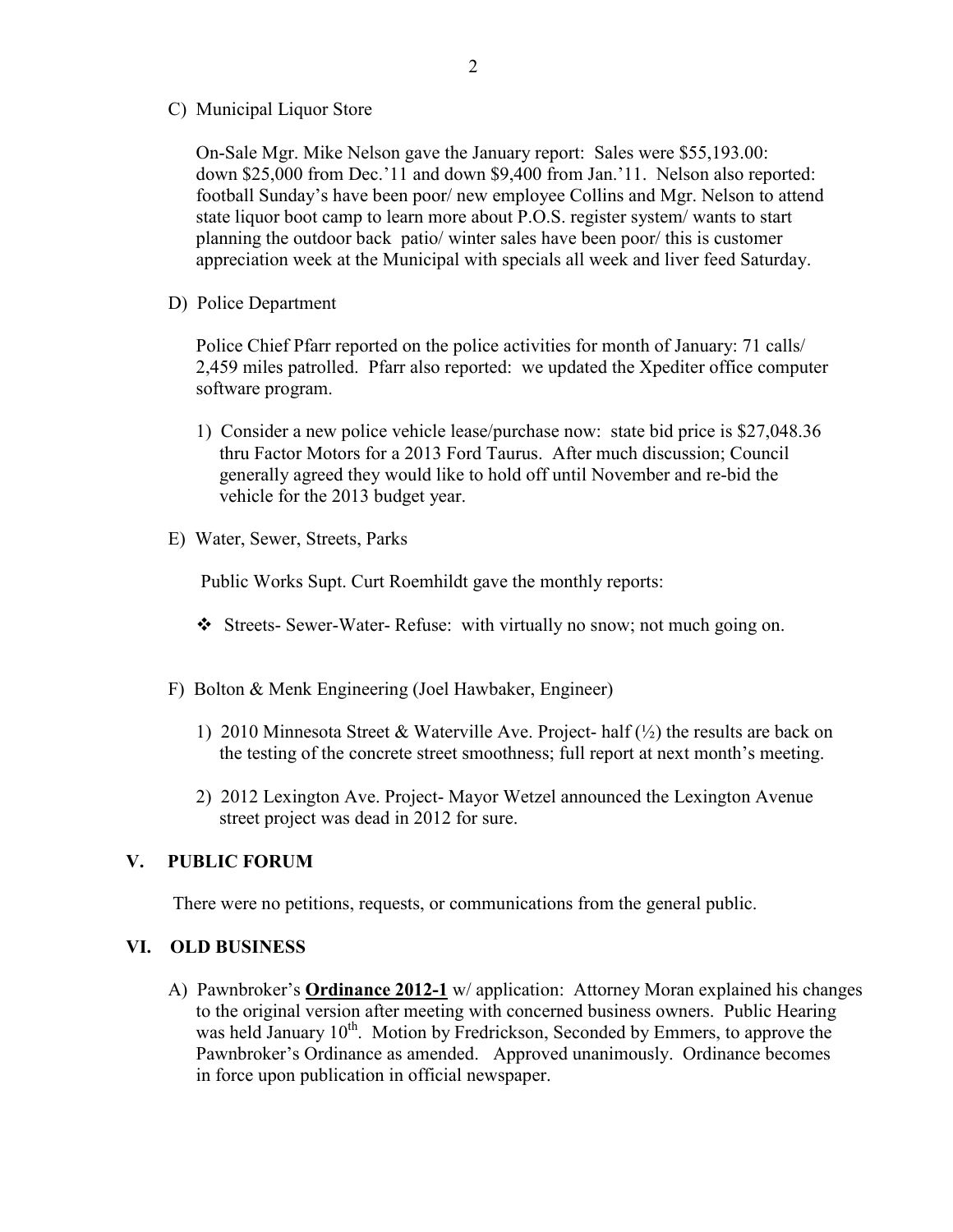C) Municipal Liquor Store

On-Sale Mgr. Mike Nelson gave the January report: Sales were $55,193.00: down $25,000 from Dec.'11 and down $9,400 from Jan.'11. Nelson also reported: football Sunday's have been poor/ new employee Collins and Mgr. Nelson to attend state liquor boot camp to learn more about P.O.S. register system/ wants to start planning the outdoor back patio/ winter sales have been poor/ this is customer appreciation week at the Municipal with specials all week and liver feed Saturday.

D) Police Department

Police Chief Pfarr reported on the police activities for month of January: 71 calls/ 2,459 miles patrolled. Pfarr also reported: we updated the Xpediter office computer software program.

1) Consider a new police vehicle lease/purchase now: state bid price is $27,048.36 thru Factor Motors for a 2013 Ford Taurus. After much discussion; Council generally agreed they would like to hold off until November and re-bid the vehicle for the 2013 budget year.

E) Water, Sewer, Streets, Parks

Public Works Supt. Curt Roemhildt gave the monthly reports:

- Streets- Sewer-Water- Refuse: with virtually no snow; not much going on.

F) Bolton & Menk Engineering (Joel Hawbaker, Engineer)

1) 2010 Minnesota Street & Waterville Ave. Project- half (½) the results are back on the testing of the concrete street smoothness; full report at next month's meeting.

2) 2012 Lexington Ave. Project- Mayor Wetzel announced the Lexington Avenue street project was dead in 2012 for sure.

## V. PUBLIC FORUM

There were no petitions, requests, or communications from the general public.

## VI. OLD BUSINESS

A) Pawnbroker's **Ordinance 2012-1** w/ application: Attorney Moran explained his changes to the original version after meeting with concerned business owners. Public Hearing was held January 10th. Motion by Fredrickson, Seconded by Emmers, to approve the Pawnbroker's Ordinance as amended. Approved unanimously. Ordinance becomes in force upon publication in official newspaper.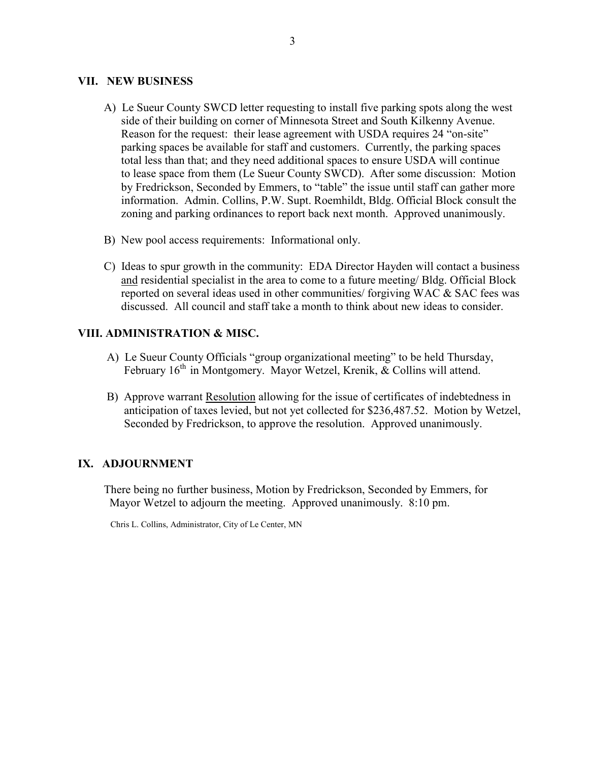## VII. NEW BUSINESS

A) Le Sueur County SWCD letter requesting to install five parking spots along the west side of their building on corner of Minnesota Street and South Kilkenny Avenue. Reason for the request: their lease agreement with USDA requires 24 "on-site" parking spaces be available for staff and customers. Currently, the parking spaces total less than that; and they need additional spaces to ensure USDA will continue to lease space from them (Le Sueur County SWCD). After some discussion: Motion by Fredrickson, Seconded by Emmers, to "table" the issue until staff can gather more information. Admin. Collins, P.W. Supt. Roemhildt, Bldg. Official Block consult the zoning and parking ordinances to report back next month. Approved unanimously.

B) New pool access requirements: Informational only.

C) Ideas to spur growth in the community: EDA Director Hayden will contact a business <u>and</u> residential specialist in the area to come to a future meeting/ Bldg. Official Block reported on several ideas used in other communities/ forgiving WAC & SAC fees was discussed. All council and staff take a month to think about new ideas to consider.

## VIII. ADMINISTRATION & MISC.

A) Le Sueur County Officials "group organizational meeting" to be held Thursday, February 16th in Montgomery. Mayor Wetzel, Krenik, & Collins will attend.

B) Approve warrant <u>Resolution</u> allowing for the issue of certificates of indebtedness in anticipation of taxes levied, but not yet collected for $236,487.52. Motion by Wetzel, Seconded by Fredrickson, to approve the resolution. Approved unanimously.

## IX. ADJOURNMENT

There being no further business, Motion by Fredrickson, Seconded by Emmers, for Mayor Wetzel to adjourn the meeting. Approved unanimously. 8:10 pm.

Chris L. Collins, Administrator, City of Le Center, MN